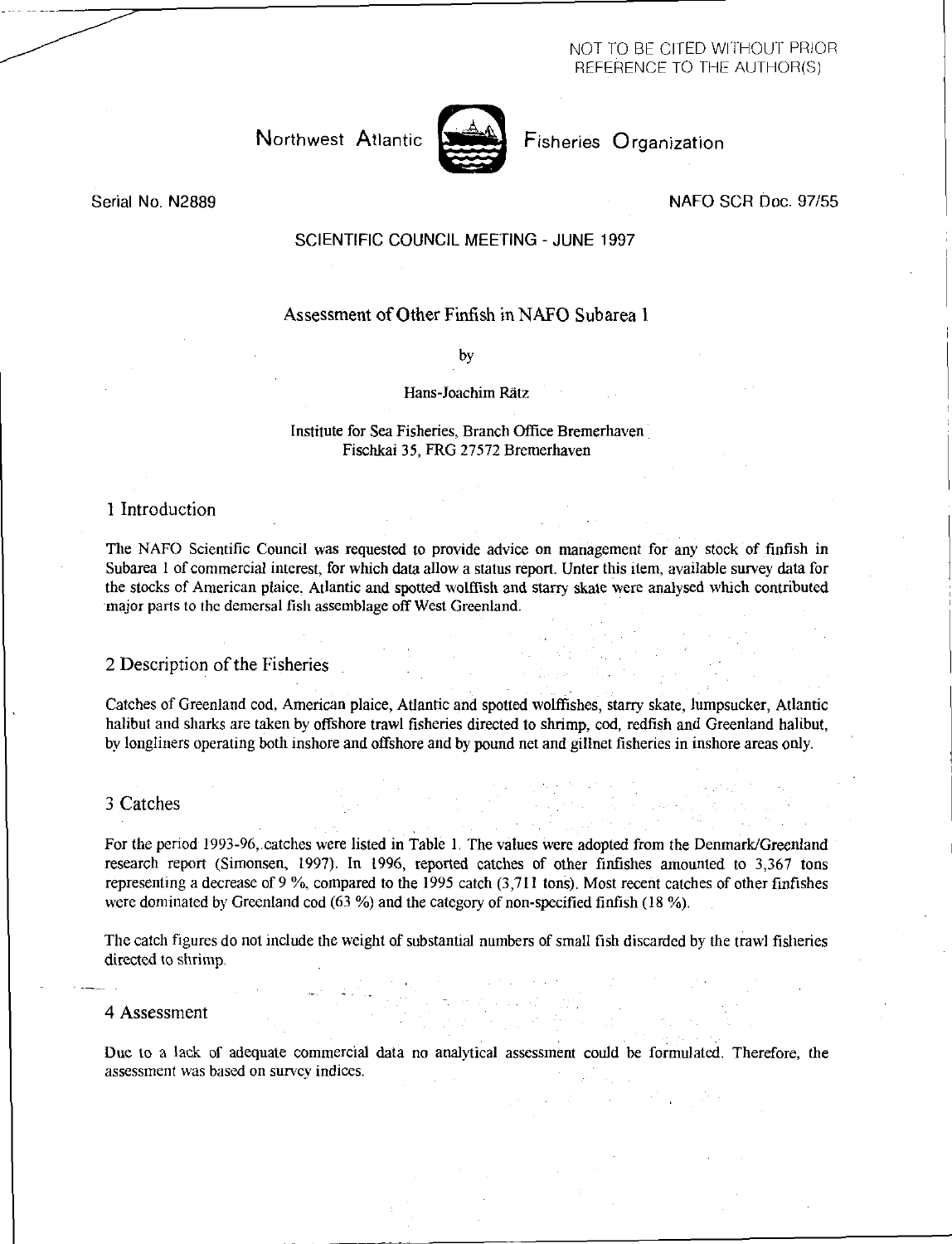NOT TO BE CITED WITHOUT PRIOR REFERENCE TO THE AUTHOR(S)

Northwest Atlantic Fisheries Organization

Serial No. N2889

NAFO SCR Doc. 97/55

SCIENTIFIC COUNCIL MEETING - JUNE 1997

# Assessment of Other Finfish in NAFO Subarea 1

by

Hans-Joachim Rätz

Institute for Sea Fisheries, Branch Office Bremerhaven
Fischkai 35, FRG 27572 Bremerhaven

## 1 Introduction

The NAFO Scientific Council was requested to provide advice on management for any stock of finfish in Subarea 1 of commercial interest, for which data allow a status report. Unter this item, available survey data for the stocks of American plaice, Atlantic and spotted wolffish and starry skate were analysed which contributed major parts to the demersal fish assemblage off West Greenland.

## 2 Description of the Fisheries

Catches of Greenland cod, American plaice, Atlantic and spotted wolffishes, starry skate, lumpsucker, Atlantic halibut and sharks are taken by offshore trawl fisheries directed to shrimp, cod, redfish and Greenland halibut, by longliners operating both inshore and offshore and by pound net and gillnet fisheries in inshore areas only.

## 3 Catches

For the period 1993-96, catches were listed in Table 1. The values were adopted from the Denmark/Greenland research report (Simonsen, 1997). In 1996, reported catches of other finfishes amounted to 3,367 tons representing a decrease of 9 %, compared to the 1995 catch (3,711 tons). Most recent catches of other finfishes were dominated by Greenland cod (63 %) and the category of non-specified finfish (18 %).

The catch figures do not include the weight of substantial numbers of small fish discarded by the trawl fisheries directed to shrimp.

## 4 Assessment

Due to a lack of adequate commercial data no analytical assessment could be formulated. Therefore, the assessment was based on survey indices.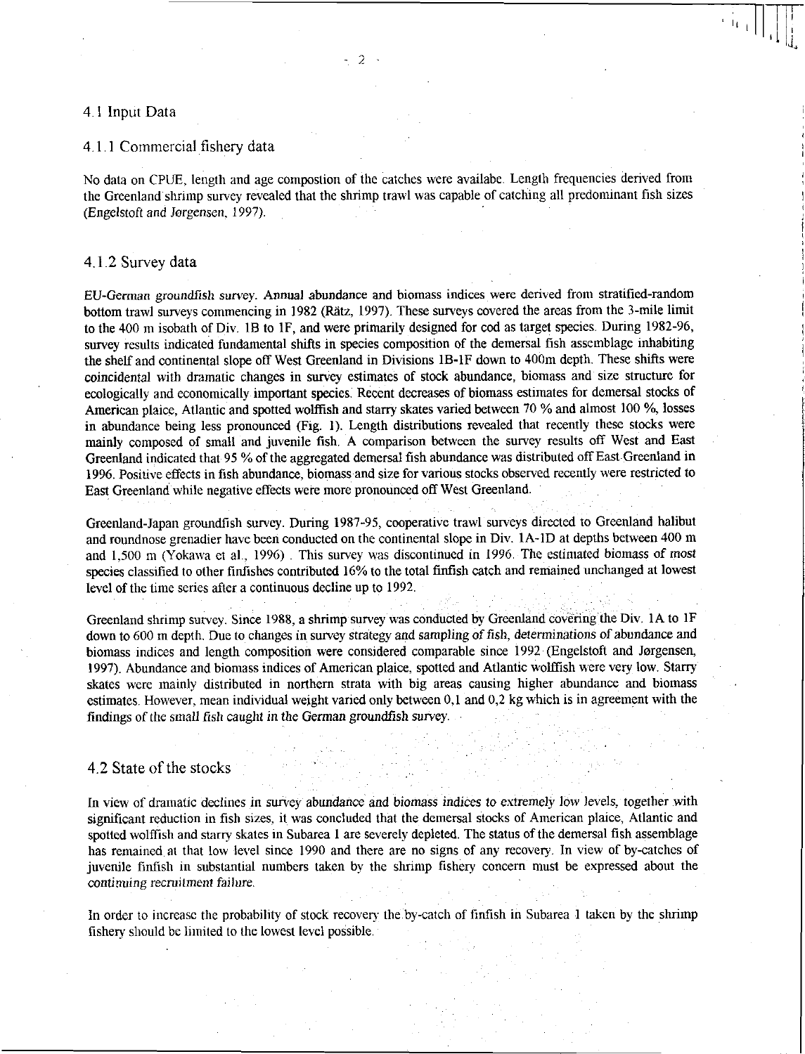## 4.1 Input Data

### 4.1.1 Commercial fishery data

No data on CPUE, length and age compostion of the catches were availabe. Length frequencies derived from the Greenland shrimp survey revealed that the shrimp trawl was capable of catching all predominant fish sizes (Engelstoft and Jørgensen, 1997).

### 4.1.2 Survey data

*EU-German groundfish survey.* Annual abundance and biomass indices were derived from stratified-random bottom trawl surveys commencing in 1982 (Rätz, 1997). These surveys covered the areas from the 3-mile limit to the 400 m isobath of Div. 1B to 1F, and were primarily designed for cod as target species. During 1982-96, survey results indicated fundamental shifts in species composition of the demersal fish assemblage inhabiting the shelf and continental slope off West Greenland in Divisions 1B-1F down to 400m depth. These shifts were coincidental with dramatic changes in survey estimates of stock abundance, biomass and size structure for ecologically and economically important species. Recent decreases of biomass estimates for demersal stocks of American plaice, Atlantic and spotted wolffish and starry skates varied between 70 % and almost 100 %, losses in abundance being less pronounced (Fig. 1). Length distributions revealed that recently these stocks were mainly composed of small and juvenile fish. A comparison between the survey results off West and East Greenland indicated that 95 % of the aggregated demersal fish abundance was distributed off East Greenland in 1996. Positive effects in fish abundance, biomass and size for various stocks observed recently were restricted to East Greenland while negative effects were more pronounced off West Greenland.

Greenland-Japan groundfish survey. During 1987-95, cooperative trawl surveys directed to Greenland halibut and roundnose grenadier have been conducted on the continental slope in Div. 1A-1D at depths between 400 m and 1,500 m (Yokawa et al., 1996) . This survey was discontinued in 1996. The estimated biomass of most species classified to other finfishes contributed 16% to the total finfish catch and remained unchanged at lowest level of the time series after a continuous decline up to 1992.

Greenland shrimp survey. Since 1988, a shrimp survey was conducted by Greenland covering the Div. 1A to 1F down to 600 m depth. Due to changes in survey strategy and sampling of fish, determinations of abundance and biomass indices and length composition were considered comparable since 1992 (Engelstoft and Jørgensen, 1997). Abundance and biomass indices of American plaice, spotted and Atlantic wolffish were very low. Starry skates were mainly distributed in northern strata with big areas causing higher abundance and biomass estimates. However, mean individual weight varied only between 0,1 and 0,2 kg which is in agreement with the findings of the small fish caught in the German groundfish survey.

## 4.2 State of the stocks

In view of dramatic declines in survey abundance and biomass indices to extremely low levels, together with significant reduction in fish sizes, it was concluded that the demersal stocks of American plaice, Atlantic and spotted wolffish and starry skates in Subarea 1 are severely depleted. The status of the demersal fish assemblage has remained at that low level since 1990 and there are no signs of any recovery. In view of by-catches of juvenile finfish in substantial numbers taken by the shrimp fishery concern must be expressed about the *continuing recruitment failure.*

In order to increase the probability of stock recovery the by-catch of finfish in Subarea 1 taken by the shrimp fishery should be limited to the lowest level possible.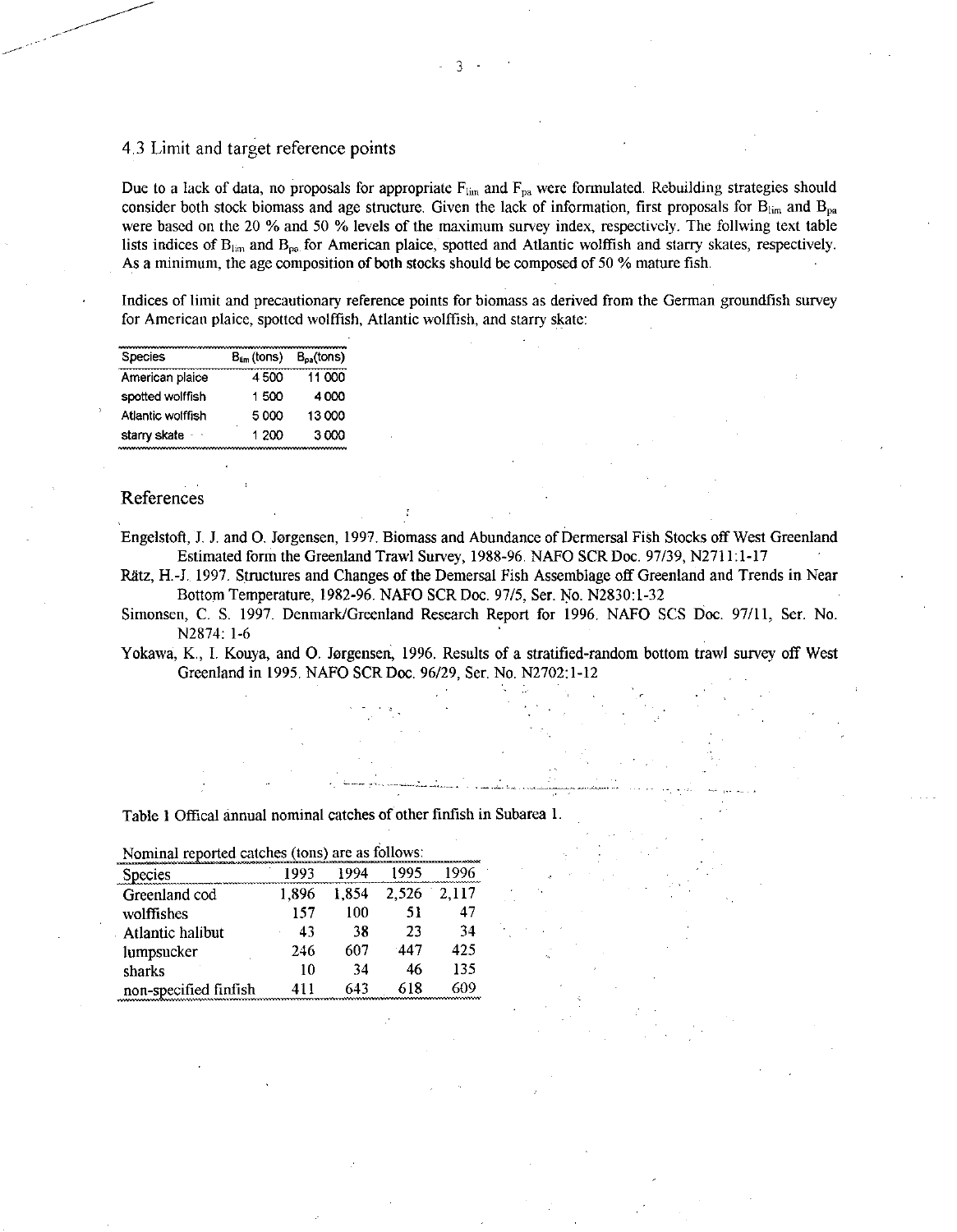## 4.3 Limit and target reference points

Due to a lack of data, no proposals for appropriate $F_{lim}$ and $F_{pa}$ were formulated. Rebuilding strategies should consider both stock biomass and age structure. Given the lack of information, first proposals for $B_{lim}$ and $B_{pa}$ were based on the 20 % and 50 % levels of the maximum survey index, respectively. The follwing text table lists indices of $B_{lim}$ and $B_{pa}$ for American plaice, spotted and Atlantic wolffish and starry skates, respectively. As a minimum, the age composition of both stocks should be composed of 50 % mature fish.

Indices of limit and precautionary reference points for biomass as derived from the German groundfish survey for American plaice, spotted wolffish, Atlantic wolffish, and starry skate:

| Species | $B_{lim}$ (tons) | $B_{pa}$(tons) |
|---|---|---|
| American plaice | 4 500 | 11 000 |
| spotted wolffish | 1 500 | 4 000 |
| Atlantic wolffish | 5 000 | 13 000 |
| starry skate | 1 200 | 3 000 |

## References

Engelstoft, J. J. and O. Jørgensen, 1997. Biomass and Abundance of Dermersal Fish Stocks off West Greenland Estimated form the Greenland Trawl Survey, 1988-96. NAFO SCR Doc. 97/39, N2711:1-17

Rätz, H.-J. 1997. Structures and Changes of the Demersal Fish Assemblage off Greenland and Trends in Near Bottom Temperature, 1982-96. NAFO SCR Doc. 97/5, Ser. No. N2830:1-32

Simonsen, C. S. 1997. Denmark/Greenland Research Report for 1996. NAFO SCS Doc. 97/11, Ser. No. N2874: 1-6

Yokawa, K., I. Kouya, and O. Jørgensen, 1996. Results of a stratified-random bottom trawl survey off West Greenland in 1995. NAFO SCR Doc. 96/29, Ser. No. N2702:1-12

Table 1 Offical annual nominal catches of other finfish in Subarea 1.

Nominal reported catches (tons) are as follows:

| Species | 1993 | 1994 | 1995 | 1996 |
|---|---|---|---|---|
| Greenland cod | 1,896 | 1,854 | 2,526 | 2,117 |
| wolffishes | 157 | 100 | 51 | 47 |
| Atlantic halibut | 43 | 38 | 23 | 34 |
| lumpsucker | 246 | 607 | 447 | 425 |
| sharks | 10 | 34 | 46 | 135 |
| non-specified finfish | 411 | 643 | 618 | 609 |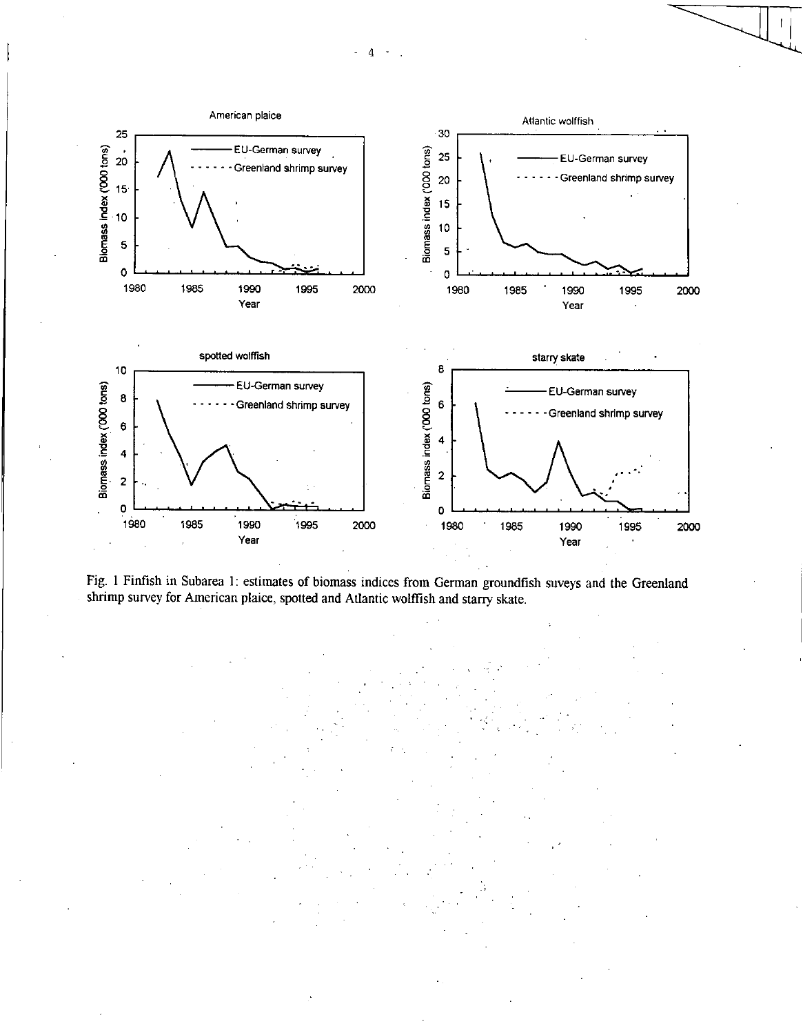American plaice

25
20
15
10
5
0

Biomass index ('000 tons)

EU-German survey
Greenland shrimp survey

1980 1985 1990 1995 2000
Year

Atlantic wolffish

30
25
20
15
10
5
0

Biomass index ('000 tons)

EU-German survey
Greenland shrimp survey

1980 1985 1990 1995 2000
Year

spotted wolffish

10
8
6
4
2
0

Biomass index ('000 tons)

EU-German survey
Greenland shrimp survey

1980 1985 1990 1995 2000
Year

starry skate

8
6
4
2
0

Biomass index ('000 tons)

EU-German survey
Greenland shrimp survey

1980 1985 1990 1995 2000
Year

Fig. 1 Finfish in Subarea 1: estimates of biomass indices from German groundfish suveys and the Greenland shrimp survey for American plaice, spotted and Atlantic wolffish and starry skate.